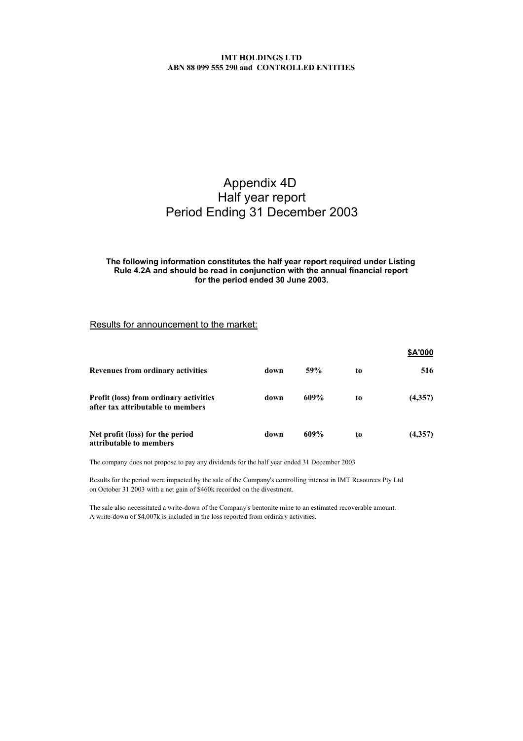**IMT HOLDINGS LTD**
**ABN 88 099 555 290 and CONTROLLED ENTITIES**

# Appendix 4D
# Half year report
# Period Ending 31 December 2003

**The following information constitutes the half year report required under Listing Rule 4.2A and should be read in conjunction with the annual financial report for the period ended 30 June 2003.**

## Results for announcement to the market:

| | | | | **$A'000** |
|---|---|---|---|---|
| **Revenues from ordinary activities** | **down** | **59%** | **to** | **516** |
| **Profit (loss) from ordinary activities after tax attributable to members** | **down** | **609%** | **to** | **(4,357)** |
| **Net profit (loss) for the period attributable to members** | **down** | **609%** | **to** | **(4,357)** |

The company does not propose to pay any dividends for the half year ended 31 December 2003

Results for the period were impacted by the sale of the Company's controlling interest in IMT Resources Pty Ltd on October 31 2003 with a net gain of $460k recorded on the divestment.

The sale also necessitated a write-down of the Company's bentonite mine to an estimated recoverable amount. A write-down of $4,007k is included in the loss reported from ordinary activities.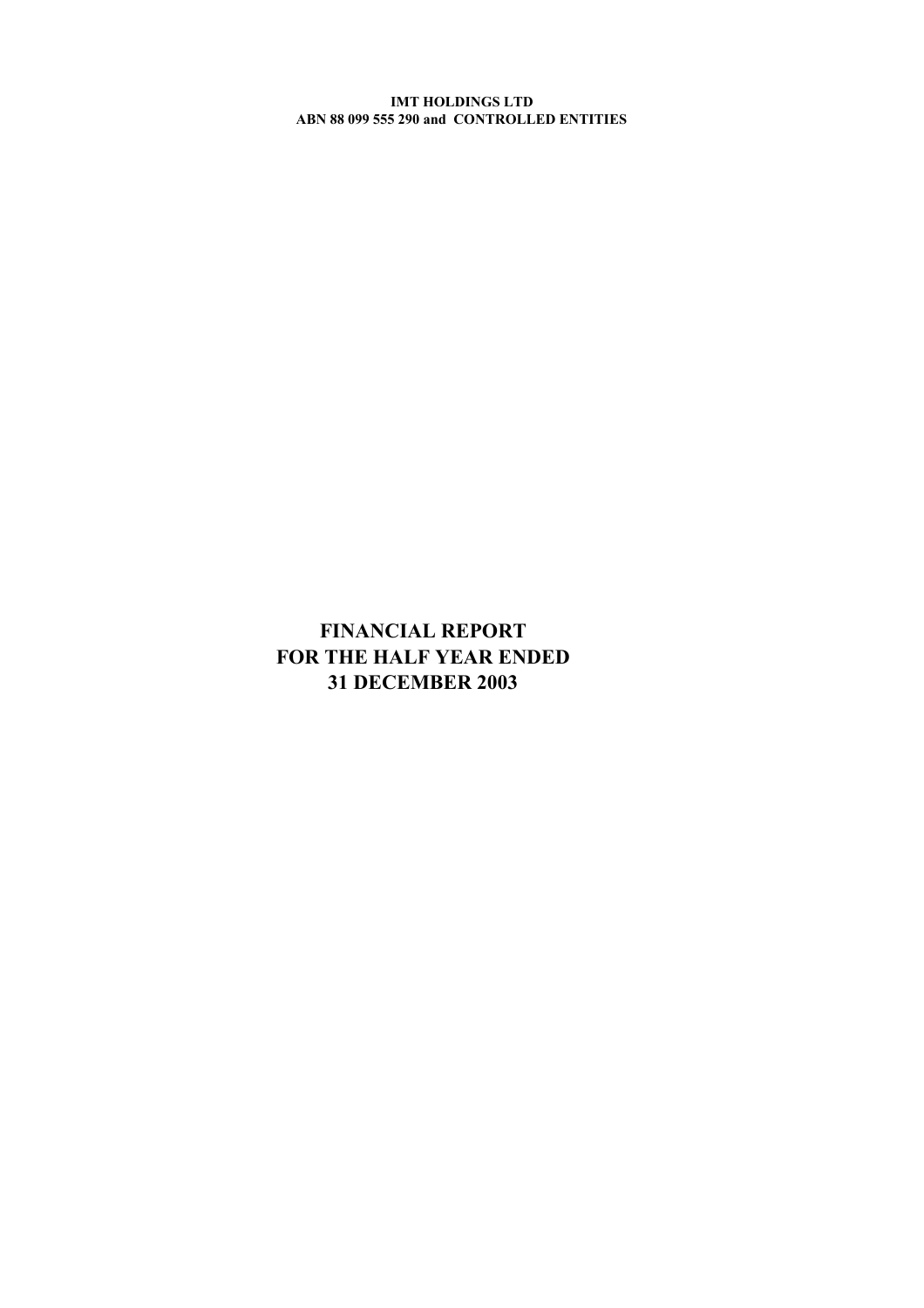**IMT HOLDINGS LTD**
**ABN 88 099 555 290 and CONTROLLED ENTITIES**

# FINANCIAL REPORT FOR THE HALF YEAR ENDED 31 DECEMBER 2003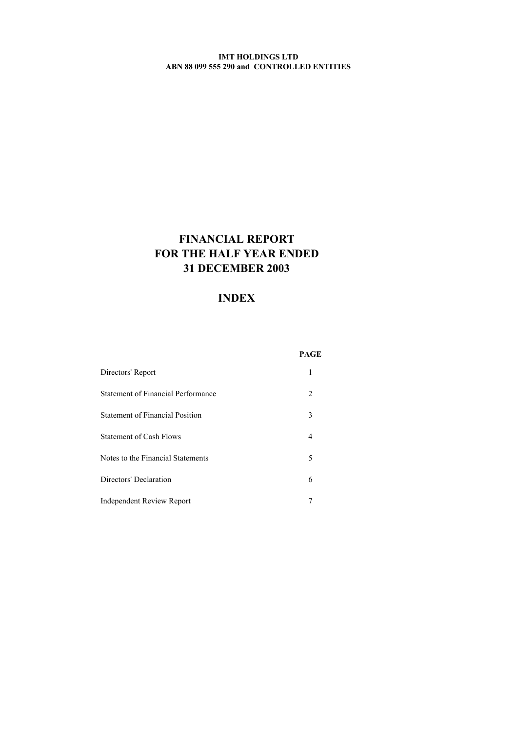**IMT HOLDINGS LTD**
**ABN 88 099 555 290 and CONTROLLED ENTITIES**

# FINANCIAL REPORT
# FOR THE HALF YEAR ENDED
# 31 DECEMBER 2003

## INDEX

| | PAGE |
|---|---|
| Directors' Report | 1 |
| Statement of Financial Performance | 2 |
| Statement of Financial Position | 3 |
| Statement of Cash Flows | 4 |
| Notes to the Financial Statements | 5 |
| Directors' Declaration | 6 |
| Independent Review Report | 7 |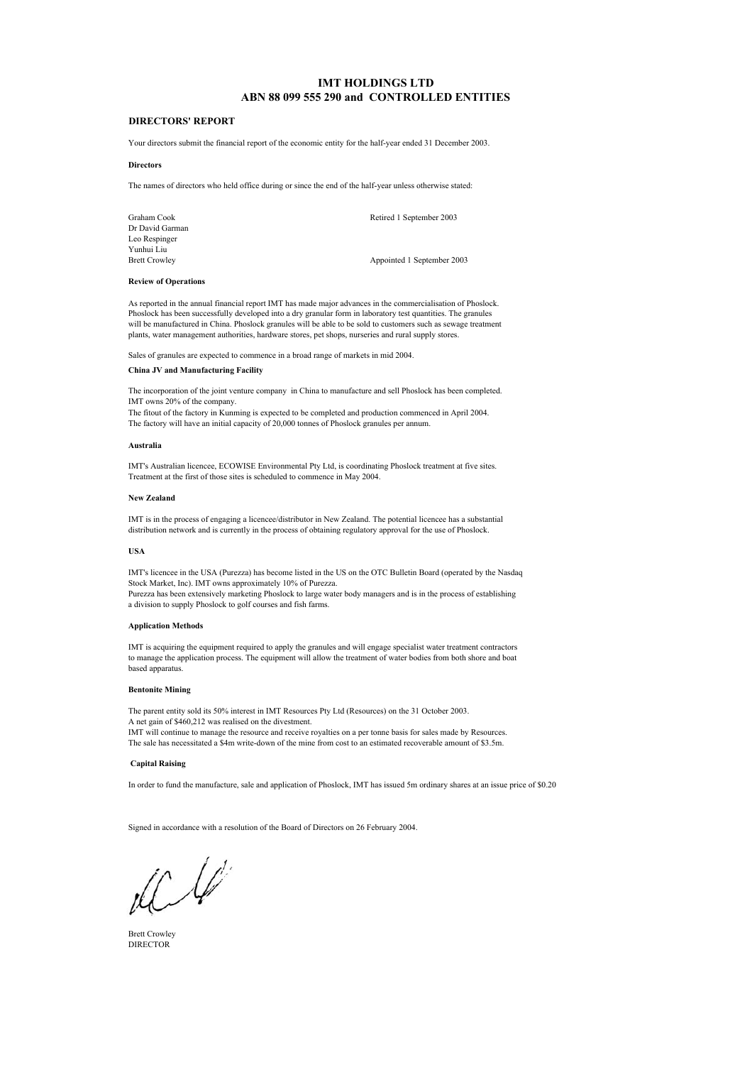# IMT HOLDINGS LTD
# ABN 88 099 555 290 and CONTROLLED ENTITIES

## DIRECTORS' REPORT

Your directors submit the financial report of the economic entity for the half-year ended 31 December 2003.

### Directors

The names of directors who held office during or since the end of the half-year unless otherwise stated:

| | |
|---|---|
| Graham Cook | Retired 1 September 2003 |
| Dr David Garman | |
| Leo Respinger | |
| Yunhui Liu | |
| Brett Crowley | Appointed 1 September 2003 |

### Review of Operations

As reported in the annual financial report IMT has made major advances in the commercialisation of Phoslock. Phoslock has been successfully developed into a dry granular form in laboratory test quantities. The granules will be manufactured in China. Phoslock granules will be able to be sold to customers such as sewage treatment plants, water management authorities, hardware stores, pet shops, nurseries and rural supply stores.

Sales of granules are expected to commence in a broad range of markets in mid 2004.

### China JV and Manufacturing Facility

The incorporation of the joint venture company in China to manufacture and sell Phoslock has been completed. IMT owns 20% of the company.
The fitout of the factory in Kunming is expected to be completed and production commenced in April 2004. The factory will have an initial capacity of 20,000 tonnes of Phoslock granules per annum.

### Australia

IMT's Australian licencee, ECOWISE Environmental Pty Ltd, is coordinating Phoslock treatment at five sites. Treatment at the first of those sites is scheduled to commence in May 2004.

### New Zealand

IMT is in the process of engaging a licencee/distributor in New Zealand. The potential licencee has a substantial distribution network and is currently in the process of obtaining regulatory approval for the use of Phoslock.

### USA

IMT's licencee in the USA (Purezza) has become listed in the US on the OTC Bulletin Board (operated by the Nasdaq Stock Market, Inc). IMT owns approximately 10% of Purezza.
Purezza has been extensively marketing Phoslock to large water body managers and is in the process of establishing a division to supply Phoslock to golf courses and fish farms.

### Application Methods

IMT is acquiring the equipment required to apply the granules and will engage specialist water treatment contractors to manage the application process. The equipment will allow the treatment of water bodies from both shore and boat based apparatus.

### Bentonite Mining

The parent entity sold its 50% interest in IMT Resources Pty Ltd (Resources) on the 31 October 2003.
A net gain of $460,212 was realised on the divestment.
IMT will continue to manage the resource and receive royalties on a per tonne basis for sales made by Resources.
The sale has necessitated a $4m write-down of the mine from cost to an estimated recoverable amount of $3.5m.

### Capital Raising

In order to fund the manufacture, sale and application of Phoslock, IMT has issued 5m ordinary shares at an issue price of $0.20

Signed in accordance with a resolution of the Board of Directors on 26 February 2004.

Brett Crowley
DIRECTOR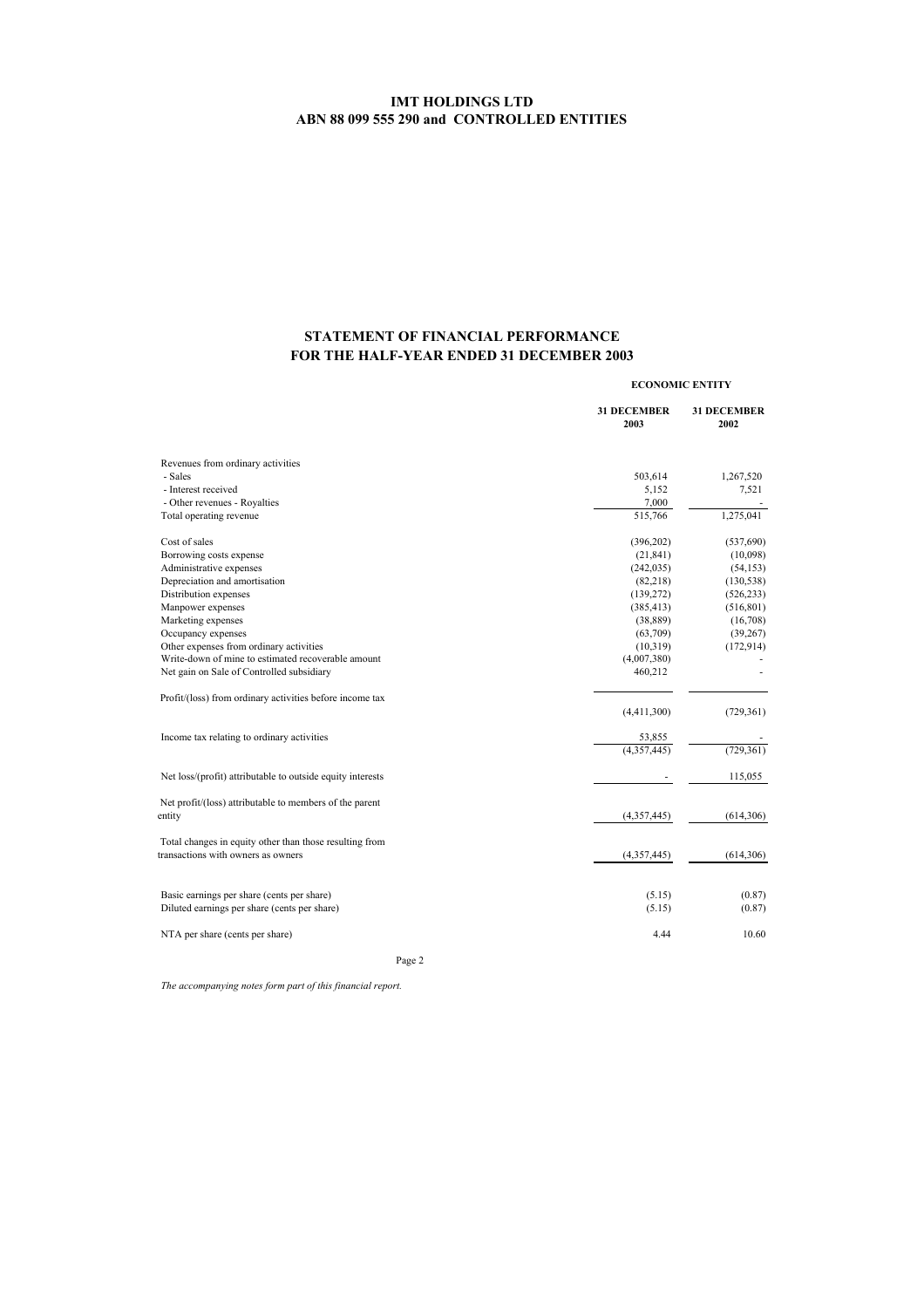**IMT HOLDINGS LTD**
**ABN 88 099 555 290 and CONTROLLED ENTITIES**

## STATEMENT OF FINANCIAL PERFORMANCE
## FOR THE HALF-YEAR ENDED 31 DECEMBER 2003

| | ECONOMIC ENTITY | |
|---|---|---|
| | **31 DECEMBER 2003** | **31 DECEMBER 2002** |
| Revenues from ordinary activities | | |
| - Sales | 503,614 | 1,267,520 |
| - Interest received | 5,152 | 7,521 |
| - Other revenues - Royalties | 7,000 | - |
| Total operating revenue | 515,766 | 1,275,041 |
| Cost of sales | (396,202) | (537,690) |
| Borrowing costs expense | (21,841) | (10,098) |
| Administrative expenses | (242,035) | (54,153) |
| Depreciation and amortisation | (82,218) | (130,538) |
| Distribution expenses | (139,272) | (526,233) |
| Manpower expenses | (385,413) | (516,801) |
| Marketing expenses | (38,889) | (16,708) |
| Occupancy expenses | (63,709) | (39,267) |
| Other expenses from ordinary activities | (10,319) | (172,914) |
| Write-down of mine to estimated recoverable amount | (4,007,380) | - |
| Net gain on Sale of Controlled subsidiary | 460,212 | - |
| Profit/(loss) from ordinary activities before income tax | (4,411,300) | (729,361) |
| Income tax relating to ordinary activities | 53,855 | - |
| | (4,357,445) | (729,361) |
| Net loss/(profit) attributable to outside equity interests | - | 115,055 |
| Net profit/(loss) attributable to members of the parent entity | (4,357,445) | (614,306) |
| Total changes in equity other than those resulting from transactions with owners as owners | (4,357,445) | (614,306) |
| Basic earnings per share (cents per share) | (5.15) | (0.87) |
| Diluted earnings per share (cents per share) | (5.15) | (0.87) |
| NTA per share (cents per share) | 4.44 | 10.60 |

*The accompanying notes form part of this financial report.*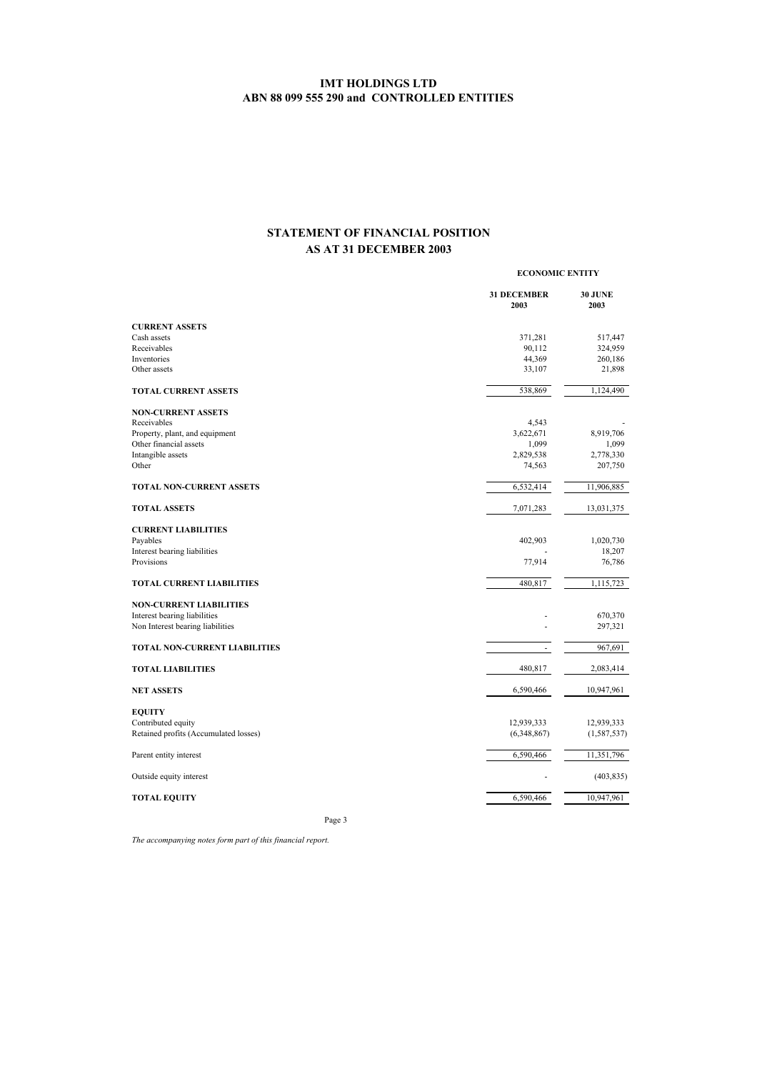# IMT HOLDINGS LTD
## ABN 88 099 555 290 and CONTROLLED ENTITIES

## STATEMENT OF FINANCIAL POSITION
## AS AT 31 DECEMBER 2003

| | ECONOMIC ENTITY | |
|---|---|---|
| | **31 DECEMBER 2003** | **30 JUNE 2003** |
| **CURRENT ASSETS** | | |
| Cash assets | 371,281 | 517,447 |
| Receivables | 90,112 | 324,959 |
| Inventories | 44,369 | 260,186 |
| Other assets | 33,107 | 21,898 |
| **TOTAL CURRENT ASSETS** | 538,869 | 1,124,490 |
| **NON-CURRENT ASSETS** | | |
| Receivables | 4,543 | - |
| Property, plant, and equipment | 3,622,671 | 8,919,706 |
| Other financial assets | 1,099 | 1,099 |
| Intangible assets | 2,829,538 | 2,778,330 |
| Other | 74,563 | 207,750 |
| **TOTAL NON-CURRENT ASSETS** | 6,532,414 | 11,906,885 |
| **TOTAL ASSETS** | 7,071,283 | 13,031,375 |
| **CURRENT LIABILITIES** | | |
| Payables | 402,903 | 1,020,730 |
| Interest bearing liabilities | - | 18,207 |
| Provisions | 77,914 | 76,786 |
| **TOTAL CURRENT LIABILITIES** | 480,817 | 1,115,723 |
| **NON-CURRENT LIABILITIES** | | |
| Interest bearing liabilities | - | 670,370 |
| Non Interest bearing liabilities | - | 297,321 |
| **TOTAL NON-CURRENT LIABILITIES** | - | 967,691 |
| **TOTAL LIABILITIES** | 480,817 | 2,083,414 |
| **NET ASSETS** | 6,590,466 | 10,947,961 |
| **EQUITY** | | |
| Contributed equity | 12,939,333 | 12,939,333 |
| Retained profits (Accumulated losses) | (6,348,867) | (1,587,537) |
| Parent entity interest | 6,590,466 | 11,351,796 |
| Outside equity interest | - | (403,835) |
| **TOTAL EQUITY** | 6,590,466 | 10,947,961 |

*The accompanying notes form part of this financial report.*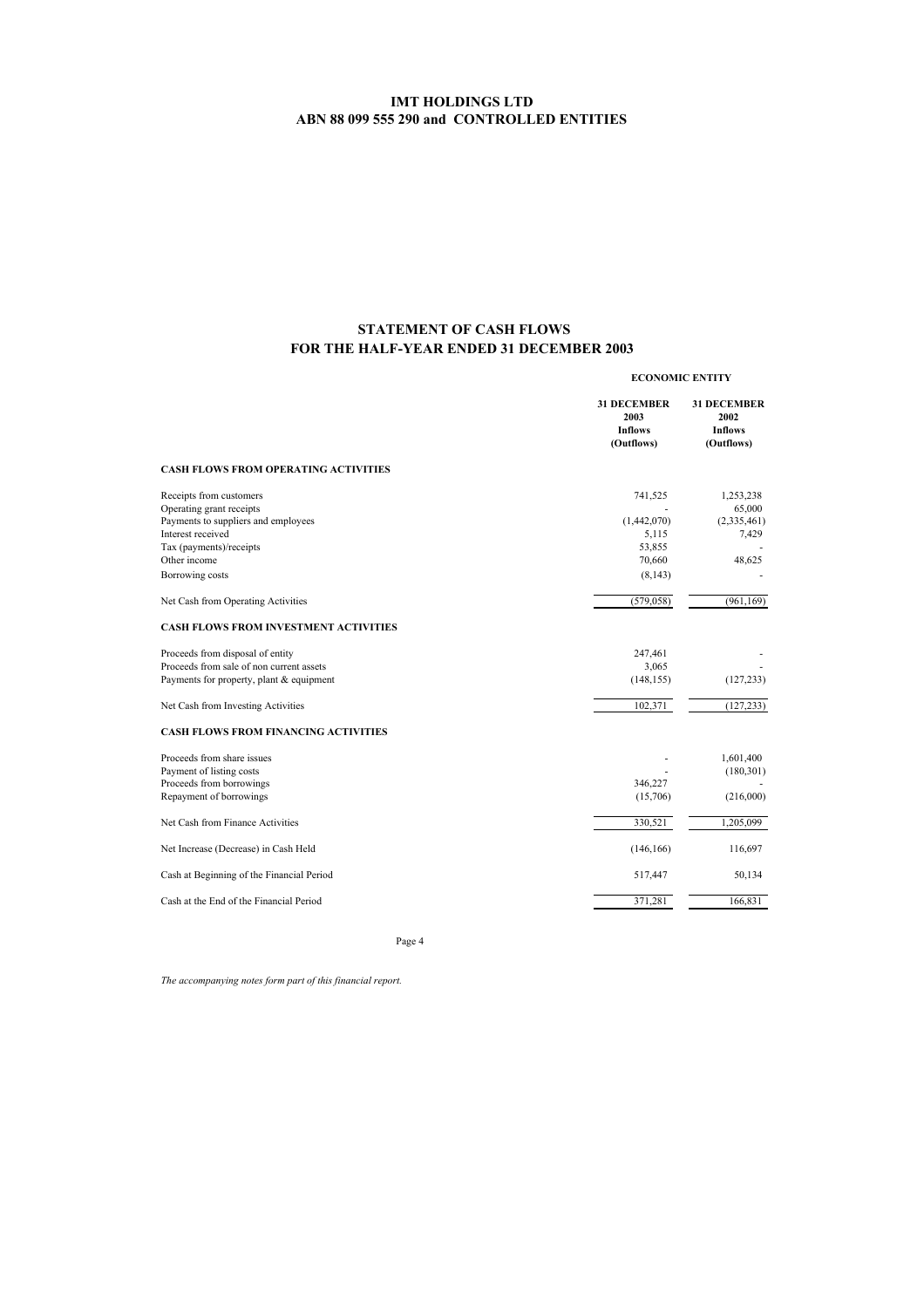# IMT HOLDINGS LTD
## ABN 88 099 555 290 and CONTROLLED ENTITIES

## STATEMENT OF CASH FLOWS
## FOR THE HALF-YEAR ENDED 31 DECEMBER 2003

| | ECONOMIC ENTITY | |
|---|---|---|
| | **31 DECEMBER 2003 Inflows (Outflows)** | **31 DECEMBER 2002 Inflows (Outflows)** |
| **CASH FLOWS FROM OPERATING ACTIVITIES** | | |
| Receipts from customers | 741,525 | 1,253,238 |
| Operating grant receipts | - | 65,000 |
| Payments to suppliers and employees | (1,442,070) | (2,335,461) |
| Interest received | 5,115 | 7,429 |
| Tax (payments)/receipts | 53,855 | - |
| Other income | 70,660 | 48,625 |
| Borrowing costs | (8,143) | - |
| Net Cash from Operating Activities | (579,058) | (961,169) |
| **CASH FLOWS FROM INVESTMENT ACTIVITIES** | | |
| Proceeds from disposal of entity | 247,461 | - |
| Proceeds from sale of non current assets | 3,065 | - |
| Payments for property, plant & equipment | (148,155) | (127,233) |
| Net Cash from Investing Activities | 102,371 | (127,233) |
| **CASH FLOWS FROM FINANCING ACTIVITIES** | | |
| Proceeds from share issues | - | 1,601,400 |
| Payment of listing costs | - | (180,301) |
| Proceeds from borrowings | 346,227 | - |
| Repayment of borrowings | (15,706) | (216,000) |
| Net Cash from Finance Activities | 330,521 | 1,205,099 |
| Net Increase (Decrease) in Cash Held | (146,166) | 116,697 |
| Cash at Beginning of the Financial Period | 517,447 | 50,134 |
| Cash at the End of the Financial Period | 371,281 | 166,831 |

*The accompanying notes form part of this financial report.*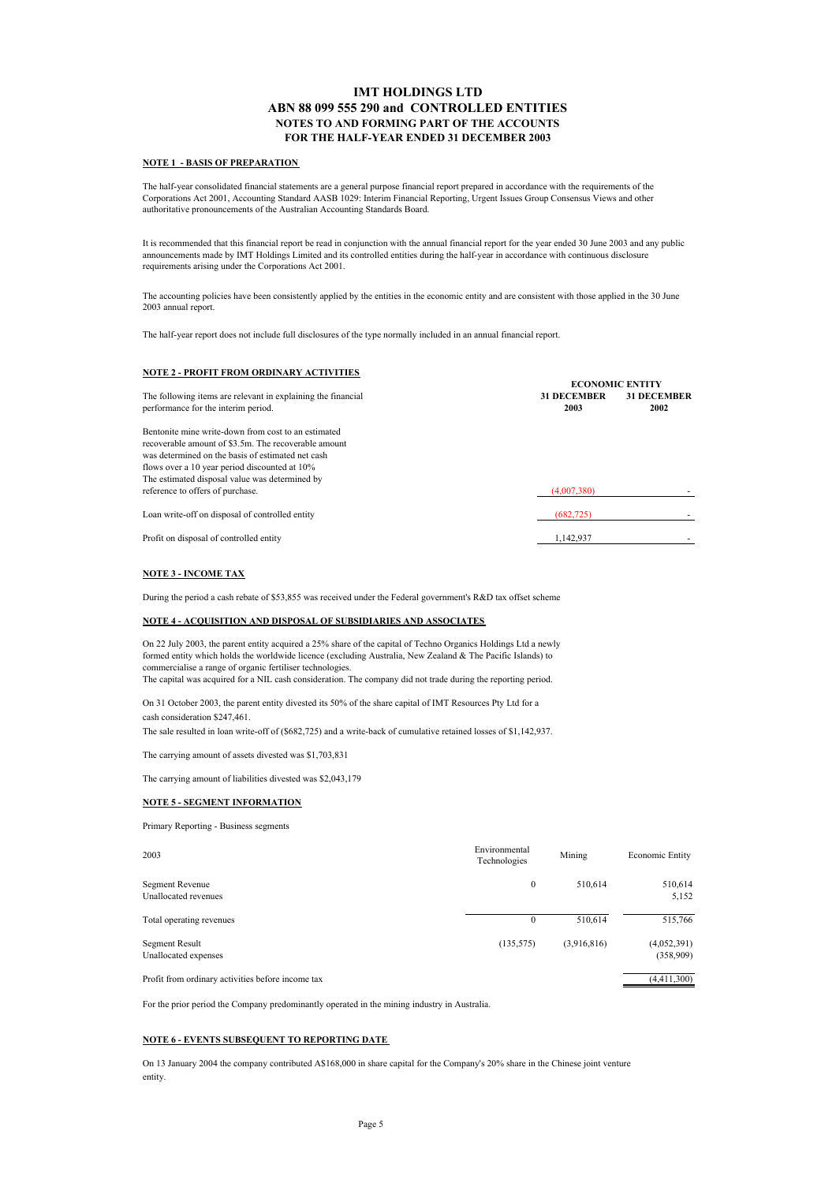# IMT HOLDINGS LTD
# ABN 88 099 555 290 and CONTROLLED ENTITIES
## NOTES TO AND FORMING PART OF THE ACCOUNTS
## FOR THE HALF-YEAR ENDED 31 DECEMBER 2003

### NOTE 1 - BASIS OF PREPARATION

The half-year consolidated financial statements are a general purpose financial report prepared in accordance with the requirements of the Corporations Act 2001, Accounting Standard AASB 1029: Interim Financial Reporting, Urgent Issues Group Consensus Views and other authoritative pronouncements of the Australian Accounting Standards Board.

It is recommended that this financial report be read in conjunction with the annual financial report for the year ended 30 June 2003 and any public announcements made by IMT Holdings Limited and its controlled entities during the half-year in accordance with continuous disclosure requirements arising under the Corporations Act 2001.

The accounting policies have been consistently applied by the entities in the economic entity and are consistent with those applied in the 30 June 2003 annual report.

The half-year report does not include full disclosures of the type normally included in an annual financial report.

### NOTE 2 - PROFIT FROM ORDINARY ACTIVITIES

| | ECONOMIC ENTITY | |
|---|---|---|
| The following items are relevant in explaining the financial performance for the interim period. | **31 DECEMBER 2003** | **31 DECEMBER 2002** |
| Bentonite mine write-down from cost to an estimated recoverable amount of \$3.5m. The recoverable amount was determined on the basis of estimated net cash flows over a 10 year period discounted at 10% The estimated disposal value was determined by reference to offers of purchase. | (4,007,380) | - |
| Loan write-off on disposal of controlled entity | (682,725) | - |
| Profit on disposal of controlled entity | 1,142,937 | - |

### NOTE 3 - INCOME TAX

During the period a cash rebate of \$53,855 was received under the Federal government's R&D tax offset scheme

### NOTE 4 - ACQUISITION AND DISPOSAL OF SUBSIDIARIES AND ASSOCIATES

On 22 July 2003, the parent entity acquired a 25% share of the capital of Techno Organics Holdings Ltd a newly formed entity which holds the worldwide licence (excluding Australia, New Zealand & The Pacific Islands) to commercialise a range of organic fertiliser technologies.
The capital was acquired for a NIL cash consideration. The company did not trade during the reporting period.

On 31 October 2003, the parent entity divested its 50% of the share capital of IMT Resources Pty Ltd for a cash consideration \$247,461.

The sale resulted in loan write-off of (\$682,725) and a write-back of cumulative retained losses of \$1,142,937.

The carrying amount of assets divested was \$1,703,831

The carrying amount of liabilities divested was \$2,043,179

### NOTE 5 - SEGMENT INFORMATION

Primary Reporting - Business segments

| 2003 | Environmental Technologies | Mining | Economic Entity |
|---|---|---|---|
| Segment Revenue | 0 | 510,614 | 510,614 |
| Unallocated revenues | | | 5,152 |
| Total operating revenues | 0 | 510,614 | 515,766 |
| Segment Result | (135,575) | (3,916,816) | (4,052,391) |
| Unallocated expenses | | | (358,909) |
| Profit from ordinary activities before income tax | | | (4,411,300) |

For the prior period the Company predominantly operated in the mining industry in Australia.

### NOTE 6 - EVENTS SUBSEQUENT TO REPORTING DATE

On 13 January 2004 the company contributed A\$168,000 in share capital for the Company's 20% share in the Chinese joint venture entity.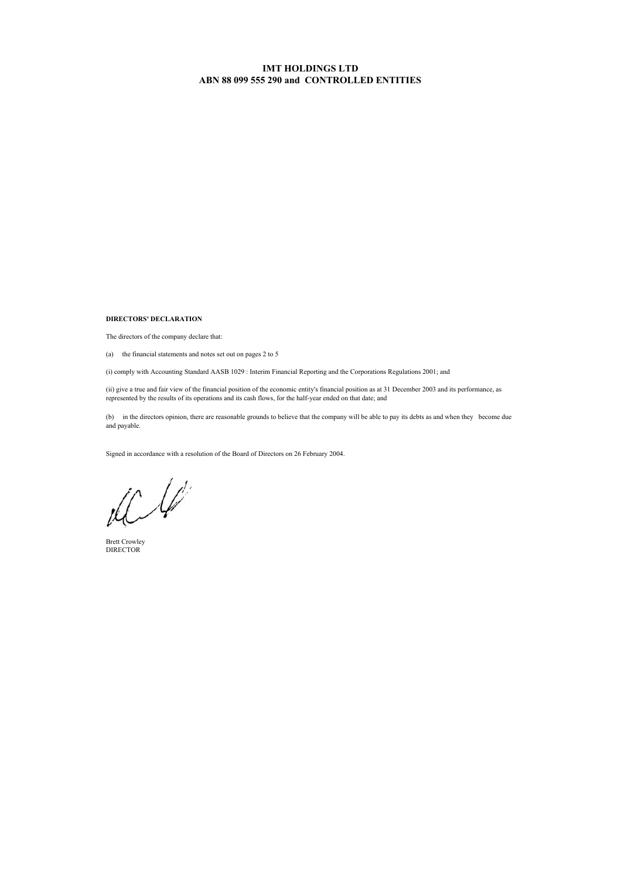**IMT HOLDINGS LTD**
**ABN 88 099 555 290 and CONTROLLED ENTITIES**

**DIRECTORS' DECLARATION**

The directors of the company declare that:

(a) the financial statements and notes set out on pages 2 to 5

(i) comply with Accounting Standard AASB 1029 : Interim Financial Reporting and the Corporations Regulations 2001; and

(ii) give a true and fair view of the financial position of the economic entity's financial position as at 31 December 2003 and its performance, as represented by the results of its operations and its cash flows, for the half-year ended on that date; and

(b) in the directors opinion, there are reasonable grounds to believe that the company will be able to pay its debts as and when they become due and payable.

Signed in accordance with a resolution of the Board of Directors on 26 February 2004.

Brett Crowley
DIRECTOR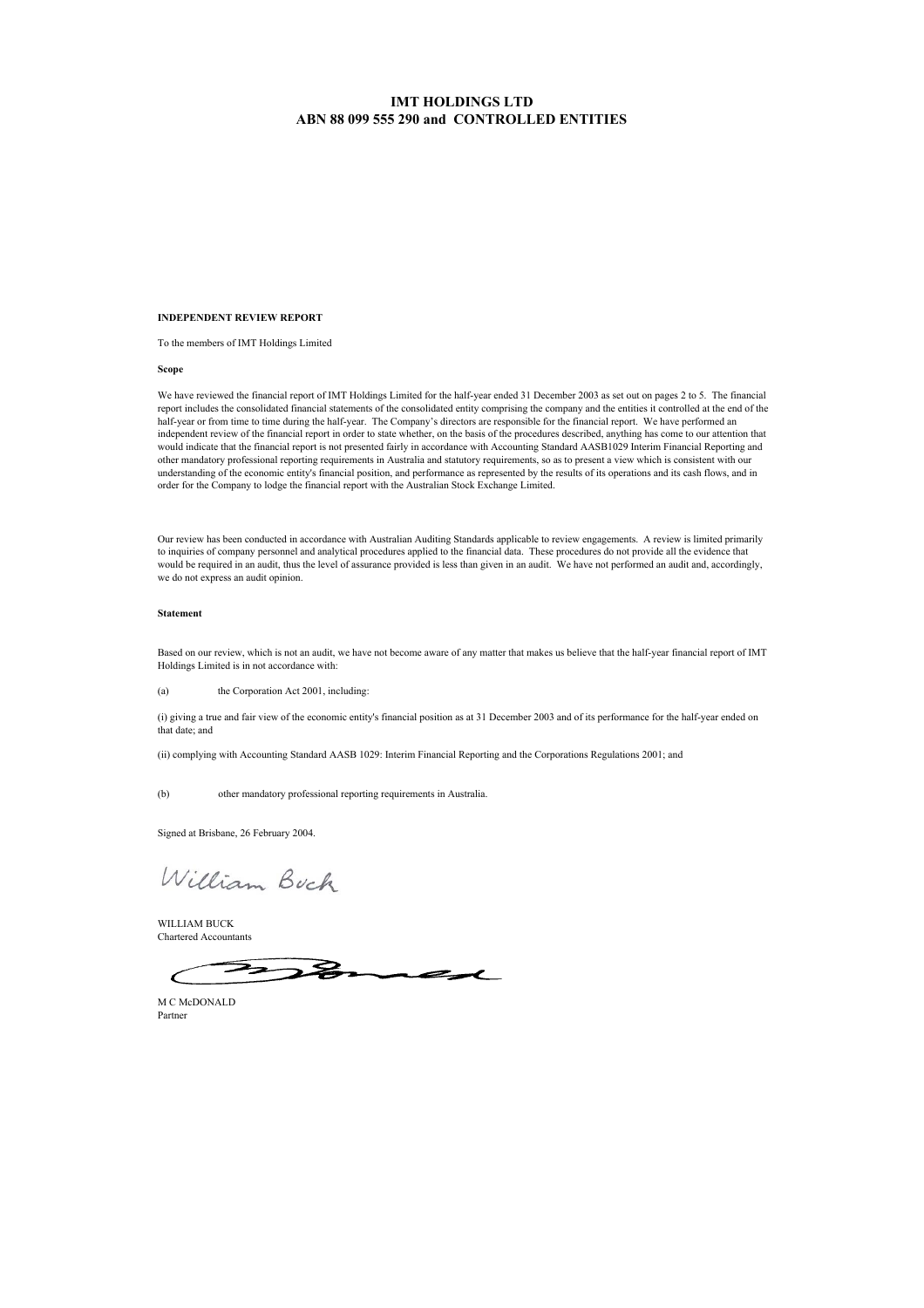# IMT HOLDINGS LTD
# ABN 88 099 555 290 and CONTROLLED ENTITIES

**INDEPENDENT REVIEW REPORT**

To the members of IMT Holdings Limited

**Scope**

We have reviewed the financial report of IMT Holdings Limited for the half-year ended 31 December 2003 as set out on pages 2 to 5. The financial report includes the consolidated financial statements of the consolidated entity comprising the company and the entities it controlled at the end of the half-year or from time to time during the half-year. The Company's directors are responsible for the financial report. We have performed an independent review of the financial report in order to state whether, on the basis of the procedures described, anything has come to our attention that would indicate that the financial report is not presented fairly in accordance with Accounting Standard AASB1029 Interim Financial Reporting and other mandatory professional reporting requirements in Australia and statutory requirements, so as to present a view which is consistent with our understanding of the economic entity's financial position, and performance as represented by the results of its operations and its cash flows, and in order for the Company to lodge the financial report with the Australian Stock Exchange Limited.

Our review has been conducted in accordance with Australian Auditing Standards applicable to review engagements. A review is limited primarily to inquiries of company personnel and analytical procedures applied to the financial data. These procedures do not provide all the evidence that would be required in an audit, thus the level of assurance provided is less than given in an audit. We have not performed an audit and, accordingly, we do not express an audit opinion.

**Statement**

Based on our review, which is not an audit, we have not become aware of any matter that makes us believe that the half-year financial report of IMT Holdings Limited is in not accordance with:

(a) the Corporation Act 2001, including:

(i) giving a true and fair view of the economic entity's financial position as at 31 December 2003 and of its performance for the half-year ended on that date; and

(ii) complying with Accounting Standard AASB 1029: Interim Financial Reporting and the Corporations Regulations 2001; and

(b) other mandatory professional reporting requirements in Australia.

Signed at Brisbane, 26 February 2004.

William Buck

WILLIAM BUCK
Chartered Accountants

M C McDONALD
Partner